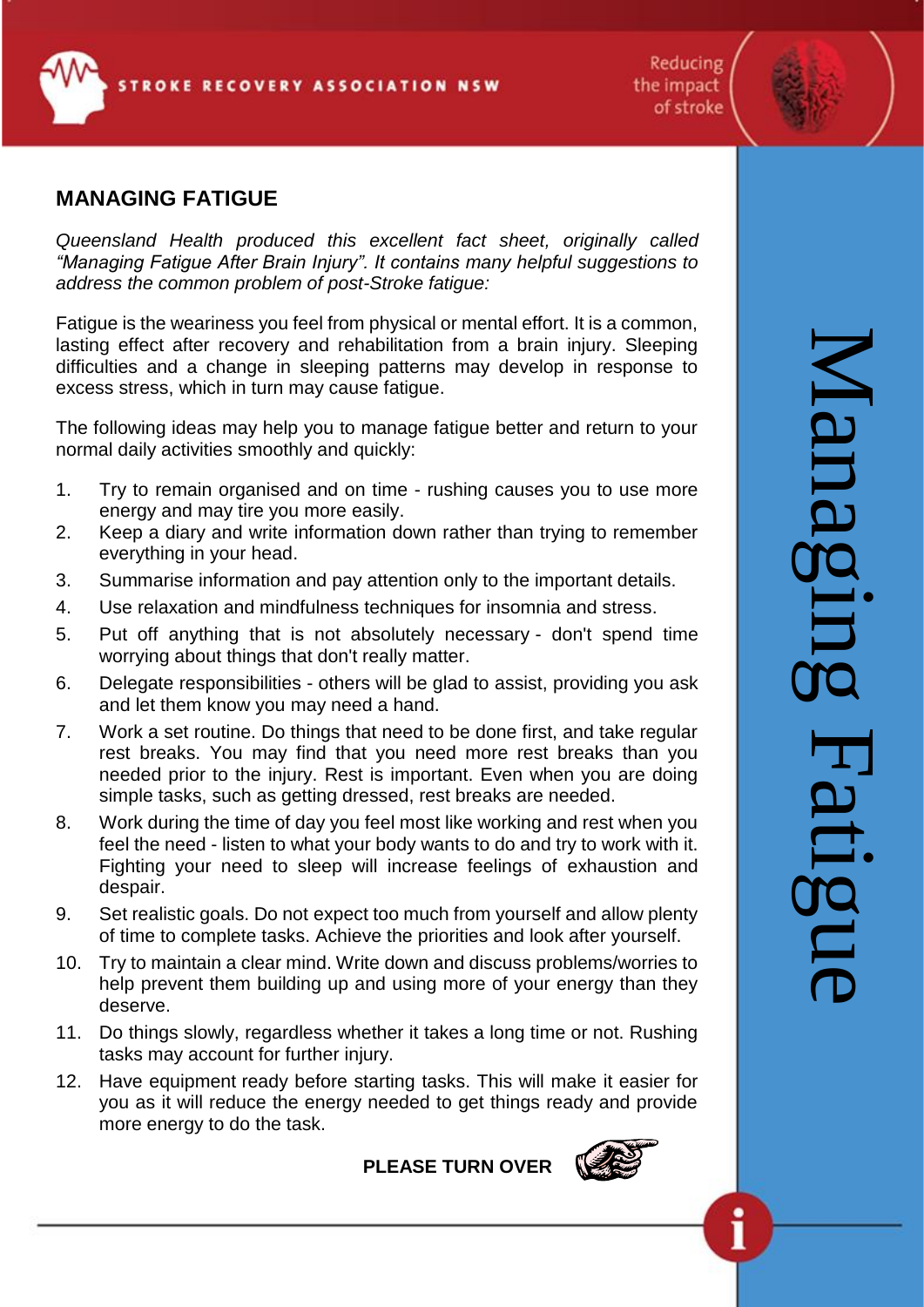STROKE RECOVERY ASSOCIATION NSW

Reducing the impact of stroke

## MANAGING FATIGUE

*Queensland Health produced this excellent fact sheet, originally called "Managing Fatigue After Brain Injury". It contains many helpful suggestions to address the common problem of post-Stroke fatigue:*

Fatigue is the weariness you feel from physical or mental effort. It is a common, lasting effect after recovery and rehabilitation from a brain injury. Sleeping difficulties and a change in sleeping patterns may develop in response to excess stress, which in turn may cause fatigue.

The following ideas may help you to manage fatigue better and return to your normal daily activities smoothly and quickly:

1. Try to remain organised and on time - rushing causes you to use more energy and may tire you more easily.
2. Keep a diary and write information down rather than trying to remember everything in your head.
3. Summarise information and pay attention only to the important details.
4. Use relaxation and mindfulness techniques for insomnia and stress.
5. Put off anything that is not absolutely necessary - don't spend time worrying about things that don't really matter.
6. Delegate responsibilities - others will be glad to assist, providing you ask and let them know you may need a hand.
7. Work a set routine. Do things that need to be done first, and take regular rest breaks. You may find that you need more rest breaks than you needed prior to the injury. Rest is important. Even when you are doing simple tasks, such as getting dressed, rest breaks are needed.
8. Work during the time of day you feel most like working and rest when you feel the need - listen to what your body wants to do and try to work with it. Fighting your need to sleep will increase feelings of exhaustion and despair.
9. Set realistic goals. Do not expect too much from yourself and allow plenty of time to complete tasks. Achieve the priorities and look after yourself.
10. Try to maintain a clear mind. Write down and discuss problems/worries to help prevent them building up and using more of your energy than they deserve.
11. Do things slowly, regardless whether it takes a long time or not. Rushing tasks may account for further injury.
12. Have equipment ready before starting tasks. This will make it easier for you as it will reduce the energy needed to get things ready and provide more energy to do the task.

**PLEASE TURN OVER**

Managing Fatigue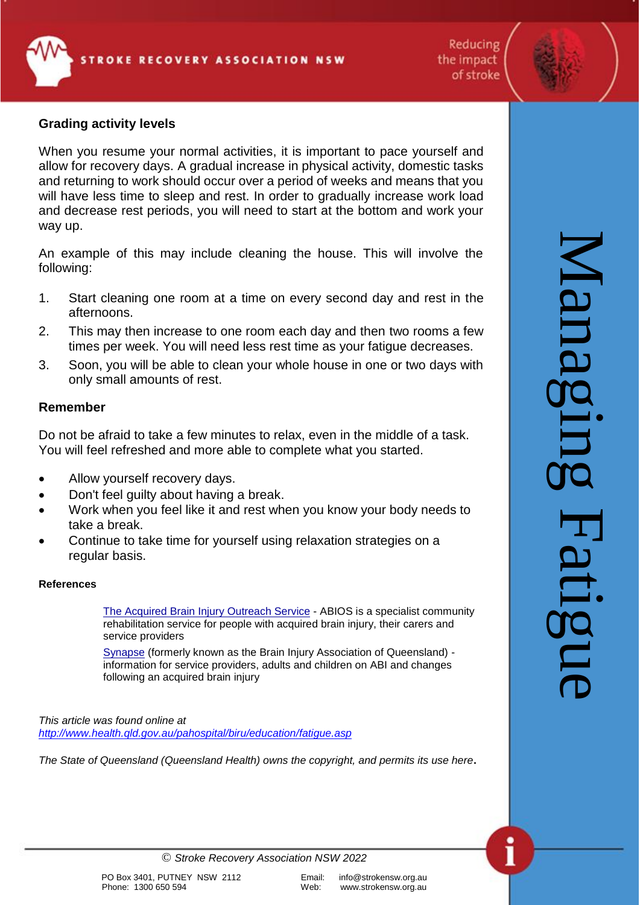## Grading activity levels

When you resume your normal activities, it is important to pace yourself and allow for recovery days. A gradual increase in physical activity, domestic tasks and returning to work should occur over a period of weeks and means that you will have less time to sleep and rest. In order to gradually increase work load and decrease rest periods, you will need to start at the bottom and work your way up.

An example of this may include cleaning the house. This will involve the following:

1. Start cleaning one room at a time on every second day and rest in the afternoons.
2. This may then increase to one room each day and then two rooms a few times per week. You will need less rest time as your fatigue decreases.
3. Soon, you will be able to clean your whole house in one or two days with only small amounts of rest.

## Remember

Do not be afraid to take a few minutes to relax, even in the middle of a task. You will feel refreshed and more able to complete what you started.

- Allow yourself recovery days.
- Don't feel guilty about having a break.
- Work when you feel like it and rest when you know your body needs to take a break.
- Continue to take time for yourself using relaxation strategies on a regular basis.

### References

The Acquired Brain Injury Outreach Service - ABIOS is a specialist community rehabilitation service for people with acquired brain injury, their carers and service providers

Synapse (formerly known as the Brain Injury Association of Queensland) - information for service providers, adults and children on ABI and changes following an acquired brain injury

*This article was found online at http://www.health.qld.gov.au/pahospital/biru/education/fatigue.asp*

*The State of Queensland (Queensland Health) owns the copyright, and permits its use here*.